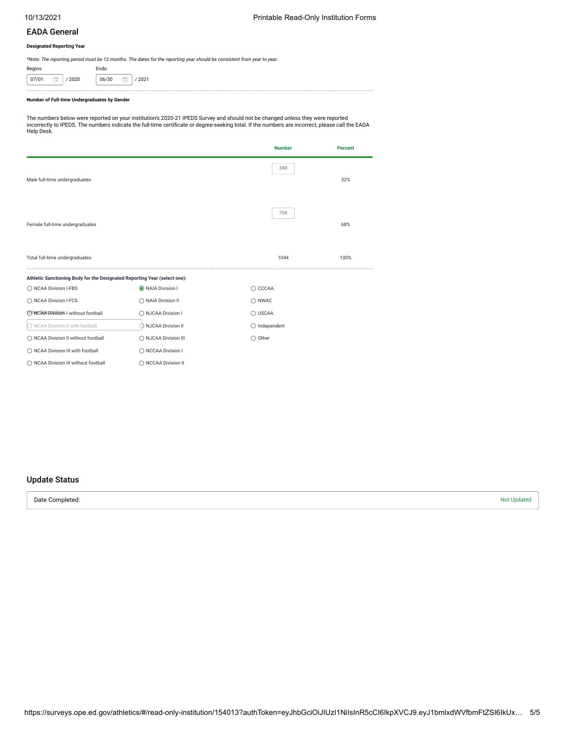## EADA General

**Designated Reporting Year**

*\*Note: The reporting period must be 12 months. The dates for the reporting year should be consistent from year to year.*

Begins: 07/01 / 2020

Ends: 06/30 / 2021

**Number of Full-time Undergraduates by Gender**

The numbers below were reported on your institution's 2020-21 IPEDS Survey and should not be changed unless they were reported incorrectly to IPEDS. The numbers indicate the full-time certificate or degree-seeking total. If the numbers are incorrect, please call the EADA Help Desk.

| | Number | Percent |
|---|---|---|
| Male full-time undergraduates | 340 | 32% |
| Female full-time undergraduates | 704 | 68% |
| Total full-time undergraduates | 1044 | 100% |

**Athletic Sanctioning Body for the Designated Reporting Year (select one):**

- ○ NCAA Division I-FBS
- ○ NCAA Division I-FCS
- ○ NCAA Division I without football
- ○ NCAA Division II with football
- ○ NCAA Division II without football
- ○ NCAA Division III with football
- ○ NCAA Division III without football
- ◉ NAIA Division I
- ○ NAIA Division II
- ○ NJCAA Division I
- ○ NJCAA Division II
- ○ NJCAA Division III
- ○ NCCAA Division I
- ○ NCCAA Division II
- ○ CCCAA
- ○ NWAC
- ○ USCAA
- ○ Independent
- ○ Other

## Update Status

Date Completed: Not Updated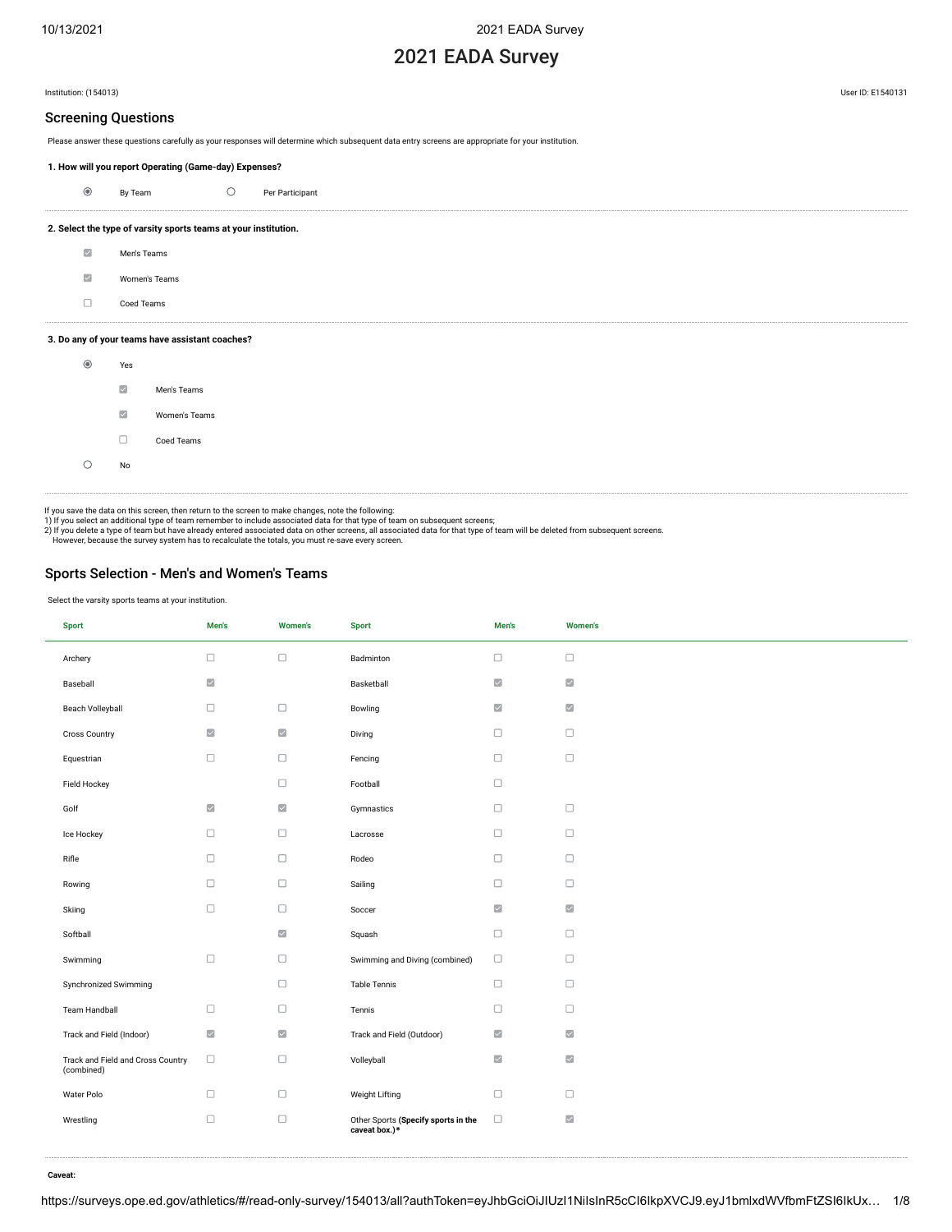# 2021 EADA Survey

Institution: (154013)

User ID: E1540131

## Screening Questions

Please answer these questions carefully as your responses will determine which subsequent data entry screens are appropriate for your institution.

**1. How will you report Operating (Game-day) Expenses?**

- [x] By Team
- [ ] Per Participant

**2. Select the type of varsity sports teams at your institution.**

- [x] Men's Teams
- [x] Women's Teams
- [ ] Coed Teams

**3. Do any of your teams have assistant coaches?**

- [x] Yes
  - [x] Men's Teams
  - [x] Women's Teams
  - [ ] Coed Teams
- [ ] No

If you save the data on this screen, then return to the screen to make changes, note the following:
1) If you select an additional type of team remember to include associated data for that type of team on subsequent screens;
2) If you delete a type of team but have already entered associated data on other screens, all associated data for that type of team will be deleted from subsequent screens.
However, because the survey system has to recalculate the totals, you must re-save every screen.

## Sports Selection - Men's and Women's Teams

Select the varsity sports teams at your institution.

| Sport | Men's | Women's | Sport | Men's | Women's |
|---|---|---|---|---|---|
| Archery | ☐ | ☐ | Badminton | ☐ | ☐ |
| Baseball | ☑ | | Basketball | ☑ | ☑ |
| Beach Volleyball | ☐ | ☐ | Bowling | ☑ | ☑ |
| Cross Country | ☑ | ☑ | Diving | ☐ | ☐ |
| Equestrian | ☐ | ☐ | Fencing | ☐ | ☐ |
| Field Hockey | | ☐ | Football | ☐ | |
| Golf | ☑ | ☑ | Gymnastics | ☐ | ☐ |
| Ice Hockey | ☐ | ☐ | Lacrosse | ☐ | ☐ |
| Rifle | ☐ | ☐ | Rodeo | ☐ | ☐ |
| Rowing | ☐ | ☐ | Sailing | ☐ | ☐ |
| Skiing | ☐ | ☐ | Soccer | ☑ | ☑ |
| Softball | | ☑ | Squash | ☐ | ☐ |
| Swimming | ☐ | ☐ | Swimming and Diving (combined) | ☐ | ☐ |
| Synchronized Swimming | | ☐ | Table Tennis | ☐ | ☐ |
| Team Handball | ☐ | ☐ | Tennis | ☐ | ☐ |
| Track and Field (Indoor) | ☑ | ☑ | Track and Field (Outdoor) | ☑ | ☑ |
| Track and Field and Cross Country (combined) | ☐ | ☐ | Volleyball | ☑ | ☑ |
| Water Polo | ☐ | ☐ | Weight Lifting | ☐ | ☐ |
| Wrestling | ☐ | ☐ | Other Sports **(Specify sports in the caveat box.)*** | ☐ | ☑ |

**Caveat:**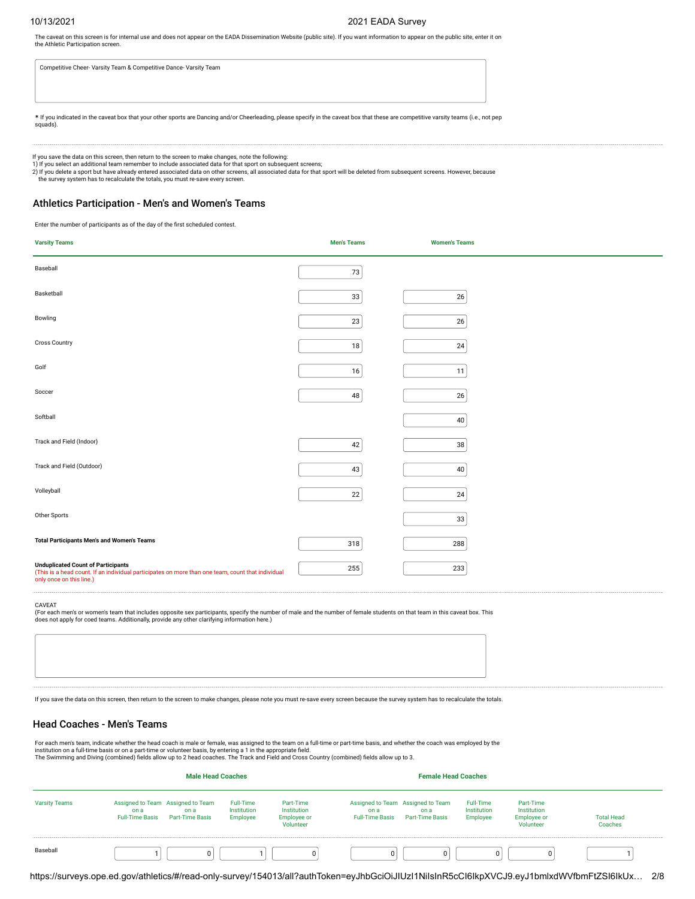The caveat on this screen is for internal use and does not appear on the EADA Dissemination Website (public site). If you want information to appear on the public site, enter it on the Athletic Participation screen.

Competitive Cheer- Varsity Team & Competitive Dance- Varsity Team

* If you indicated in the caveat box that your other sports are Dancing and/or Cheerleading, please specify in the caveat box that these are competitive varsity teams (i.e., not pep squads).

If you save the data on this screen, then return to the screen to make changes, note the following:
1) If you select an additional team remember to include associated data for that sport on subsequent screens;
2) If you delete a sport but have already entered associated data on other screens, all associated data for that sport will be deleted from subsequent screens. However, because the survey system has to recalculate the totals, you must re-save every screen.

## Athletics Participation - Men's and Women's Teams

Enter the number of participants as of the day of the first scheduled contest.

| Varsity Teams | Men's Teams | Women's Teams |
|---|---|---|
| Baseball | 73 | |
| Basketball | 33 | 26 |
| Bowling | 23 | 26 |
| Cross Country | 18 | 24 |
| Golf | 16 | 11 |
| Soccer | 48 | 26 |
| Softball | | 40 |
| Track and Field (Indoor) | 42 | 38 |
| Track and Field (Outdoor) | 43 | 40 |
| Volleyball | 22 | 24 |
| Other Sports | | 33 |
| **Total Participants Men's and Women's Teams** | 318 | 288 |
| **Unduplicated Count of Participants** (This is a head count. If an individual participates on more than one team, count that individual only once on this line.) | 255 | 233 |

CAVEAT
(For each men's or women's team that includes opposite sex participants, specify the number of male and the number of female students on that team in this caveat box. This does not apply for coed teams. Additionally, provide any other clarifying information here.)

If you save the data on this screen, then return to the screen to make changes, please note you must re-save every screen because the survey system has to recalculate the totals.

## Head Coaches - Men's Teams

For each men's team, indicate whether the head coach is male or female, was assigned to the team on a full-time or part-time basis, and whether the coach was employed by the institution on a full-time basis or on a part-time or volunteer basis, by entering a 1 in the appropriate field.
The Swimming and Diving (combined) fields allow up to 2 head coaches. The Track and Field and Cross Country (combined) fields allow up to 3.

| | Male Head Coaches | | | | Female Head Coaches | | | | |
|---|---|---|---|---|---|---|---|---|---|
| Varsity Teams | Assigned to Team on a Full-Time Basis | Assigned to Team on a Part-Time Basis | Full-Time Institution Employee | Part-Time Institution Employee or Volunteer | Assigned to Team on a Full-Time Basis | Assigned to Team on a Part-Time Basis | Full-Time Institution Employee | Part-Time Institution Employee or Volunteer | Total Head Coaches |
| Baseball | 1 | 0 | 1 | 0 | 0 | 0 | 0 | 0 | 1 |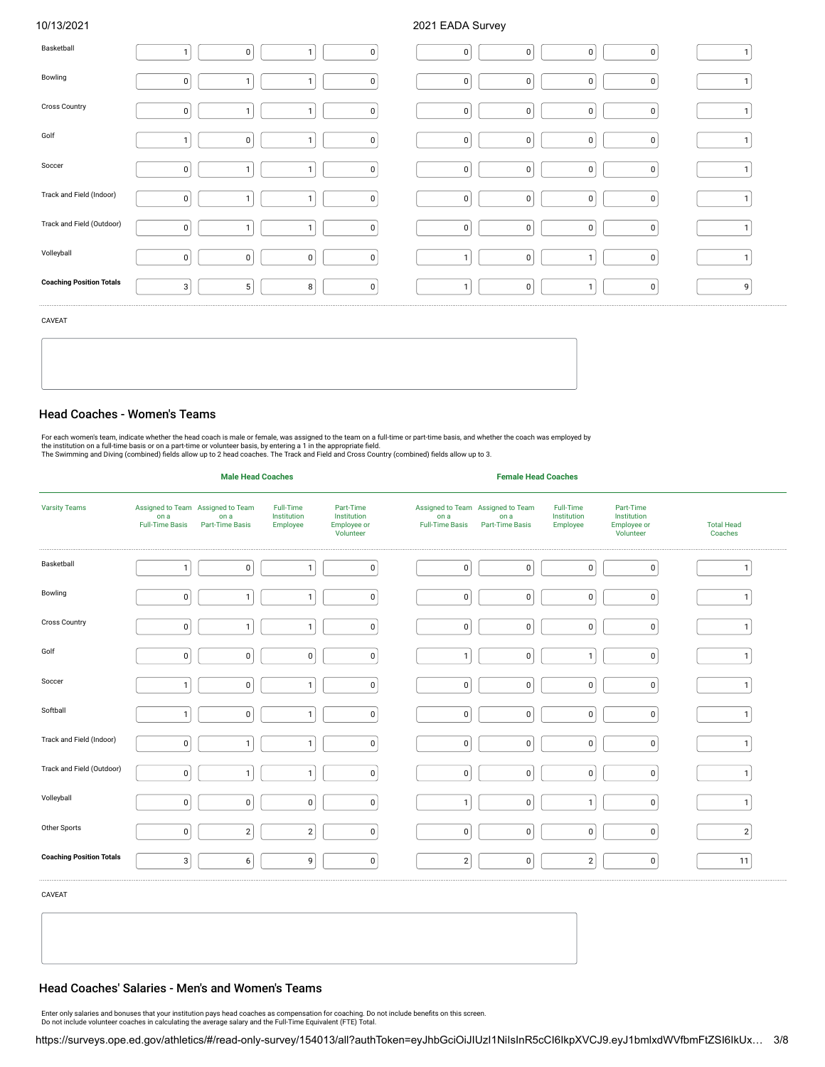| | | | | | | | | | |
|---|---|---|---|---|---|---|---|---|---|
| Basketball | 1 | 0 | 1 | 0 | 0 | 0 | 0 | 0 | 1 |
| Bowling | 0 | 1 | 1 | 0 | 0 | 0 | 0 | 0 | 1 |
| Cross Country | 0 | 1 | 1 | 0 | 0 | 0 | 0 | 0 | 1 |
| Golf | 1 | 0 | 1 | 0 | 0 | 0 | 0 | 0 | 1 |
| Soccer | 0 | 1 | 1 | 0 | 0 | 0 | 0 | 0 | 1 |
| Track and Field (Indoor) | 0 | 1 | 1 | 0 | 0 | 0 | 0 | 0 | 1 |
| Track and Field (Outdoor) | 0 | 1 | 1 | 0 | 0 | 0 | 0 | 0 | 1 |
| Volleyball | 0 | 0 | 0 | 0 | 1 | 0 | 1 | 0 | 1 |
| **Coaching Position Totals** | 3 | 5 | 8 | 0 | 1 | 0 | 1 | 0 | 9 |

CAVEAT

## Head Coaches - Women's Teams

For each women's team, indicate whether the head coach is male or female, was assigned to the team on a full-time or part-time basis, and whether the coach was employed by the institution on a full-time basis or on a part-time or volunteer basis, by entering a 1 in the appropriate field.
The Swimming and Diving (combined) fields allow up to 2 head coaches. The Track and Field and Cross Country (combined) fields allow up to 3.

| | Male Head Coaches | | | | Female Head Coaches | | | | |
|---|---|---|---|---|---|---|---|---|---|
| Varsity Teams | Assigned to Team on a Full-Time Basis | Assigned to Team on a Part-Time Basis | Full-Time Institution Employee | Part-Time Institution Employee or Volunteer | Assigned to Team on a Full-Time Basis | Assigned to Team on a Part-Time Basis | Full-Time Institution Employee | Part-Time Institution Employee or Volunteer | Total Head Coaches |
| Basketball | 1 | 0 | 1 | 0 | 0 | 0 | 0 | 0 | 1 |
| Bowling | 0 | 1 | 1 | 0 | 0 | 0 | 0 | 0 | 1 |
| Cross Country | 0 | 1 | 1 | 0 | 0 | 0 | 0 | 0 | 1 |
| Golf | 0 | 0 | 0 | 0 | 1 | 0 | 1 | 0 | 1 |
| Soccer | 1 | 0 | 1 | 0 | 0 | 0 | 0 | 0 | 1 |
| Softball | 1 | 0 | 1 | 0 | 0 | 0 | 0 | 0 | 1 |
| Track and Field (Indoor) | 0 | 1 | 1 | 0 | 0 | 0 | 0 | 0 | 1 |
| Track and Field (Outdoor) | 0 | 1 | 1 | 0 | 0 | 0 | 0 | 0 | 1 |
| Volleyball | 0 | 0 | 0 | 0 | 1 | 0 | 1 | 0 | 1 |
| Other Sports | 0 | 2 | 2 | 0 | 0 | 0 | 0 | 0 | 2 |
| **Coaching Position Totals** | 3 | 6 | 9 | 0 | 2 | 0 | 2 | 0 | 11 |

CAVEAT

## Head Coaches' Salaries - Men's and Women's Teams

Enter only salaries and bonuses that your institution pays head coaches as compensation for coaching. Do not include benefits on this screen.
Do not include volunteer coaches in calculating the average salary and the Full-Time Equivalent (FTE) Total.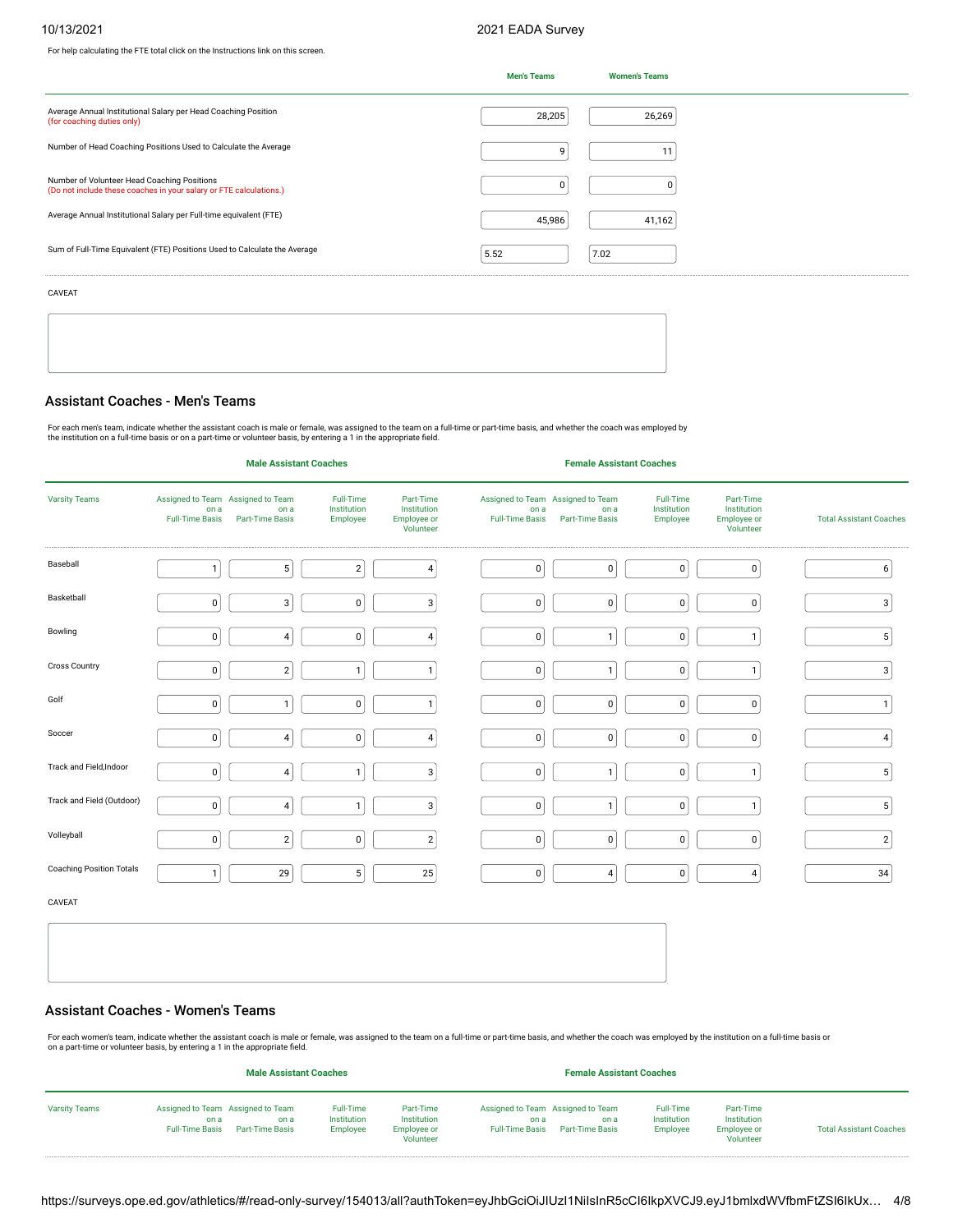For help calculating the FTE total click on the Instructions link on this screen.

| | Men's Teams | Women's Teams |
|---|---|---|
| Average Annual Institutional Salary per Head Coaching Position (for coaching duties only) | 28,205 | 26,269 |
| Number of Head Coaching Positions Used to Calculate the Average | 9 | 11 |
| Number of Volunteer Head Coaching Positions (Do not include these coaches in your salary or FTE calculations.) | 0 | 0 |
| Average Annual Institutional Salary per Full-time equivalent (FTE) | 45,986 | 41,162 |
| Sum of Full-Time Equivalent (FTE) Positions Used to Calculate the Average | 5.52 | 7.02 |

CAVEAT

## Assistant Coaches - Men's Teams

For each men's team, indicate whether the assistant coach is male or female, was assigned to the team on a full-time or part-time basis, and whether the coach was employed by the institution on a full-time basis or on a part-time or volunteer basis, by entering a 1 in the appropriate field.

| | Male Assistant Coaches | | | | Female Assistant Coaches | | | | |
|---|---|---|---|---|---|---|---|---|---|
| Varsity Teams | Assigned to Team on a Full-Time Basis | Assigned to Team on a Part-Time Basis | Full-Time Institution Employee | Part-Time Institution Employee or Volunteer | Assigned to Team on a Full-Time Basis | Assigned to Team on a Part-Time Basis | Full-Time Institution Employee | Part-Time Institution Employee or Volunteer | Total Assistant Coaches |
| Baseball | 1 | 5 | 2 | 4 | 0 | 0 | 0 | 0 | 6 |
| Basketball | 0 | 3 | 0 | 3 | 0 | 0 | 0 | 0 | 3 |
| Bowling | 0 | 4 | 0 | 4 | 0 | 1 | 0 | 1 | 5 |
| Cross Country | 0 | 2 | 1 | 1 | 0 | 1 | 0 | 1 | 3 |
| Golf | 0 | 1 | 0 | 1 | 0 | 0 | 0 | 0 | 1 |
| Soccer | 0 | 4 | 0 | 4 | 0 | 0 | 0 | 0 | 4 |
| Track and Field,Indoor | 0 | 4 | 1 | 3 | 0 | 1 | 0 | 1 | 5 |
| Track and Field (Outdoor) | 0 | 4 | 1 | 3 | 0 | 1 | 0 | 1 | 5 |
| Volleyball | 0 | 2 | 0 | 2 | 0 | 0 | 0 | 0 | 2 |
| Coaching Position Totals | 1 | 29 | 5 | 25 | 0 | 4 | 0 | 4 | 34 |

CAVEAT

## Assistant Coaches - Women's Teams

For each women's team, indicate whether the assistant coach is male or female, was assigned to the team on a full-time or part-time basis, and whether the coach was employed by the institution on a full-time basis or on a part-time or volunteer basis, by entering a 1 in the appropriate field.

| | Male Assistant Coaches | | | | Female Assistant Coaches | | | | |
|---|---|---|---|---|---|---|---|---|---|
| Varsity Teams | Assigned to Team on a Full-Time Basis | Assigned to Team on a Part-Time Basis | Full-Time Institution Employee | Part-Time Institution Employee or Volunteer | Assigned to Team on a Full-Time Basis | Assigned to Team on a Part-Time Basis | Full-Time Institution Employee | Part-Time Institution Employee or Volunteer | Total Assistant Coaches |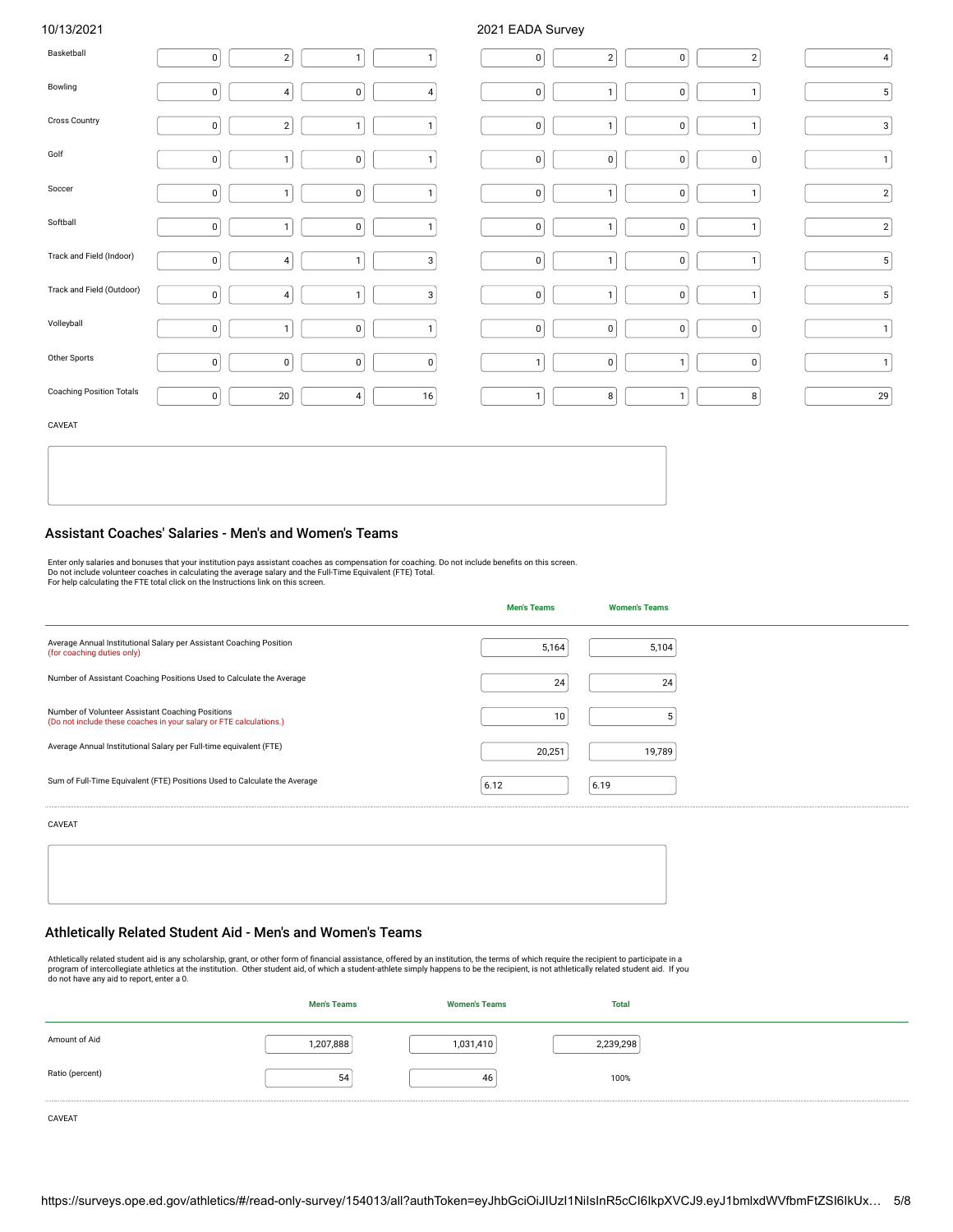| | | | | | | | | | |
|---|---|---|---|---|---|---|---|---|---|
| Basketball | 0 | 2 | 1 | 1 | 0 | 2 | 0 | 2 | 4 |
| Bowling | 0 | 4 | 0 | 4 | 0 | 1 | 0 | 1 | 5 |
| Cross Country | 0 | 2 | 1 | 1 | 0 | 1 | 0 | 1 | 3 |
| Golf | 0 | 1 | 0 | 1 | 0 | 0 | 0 | 0 | 1 |
| Soccer | 0 | 1 | 0 | 1 | 0 | 1 | 0 | 1 | 2 |
| Softball | 0 | 1 | 0 | 1 | 0 | 1 | 0 | 1 | 2 |
| Track and Field (Indoor) | 0 | 4 | 1 | 3 | 0 | 1 | 0 | 1 | 5 |
| Track and Field (Outdoor) | 0 | 4 | 1 | 3 | 0 | 1 | 0 | 1 | 5 |
| Volleyball | 0 | 1 | 0 | 1 | 0 | 0 | 0 | 0 | 1 |
| Other Sports | 0 | 0 | 0 | 0 | 1 | 0 | 1 | 0 | 1 |
| Coaching Position Totals | 0 | 20 | 4 | 16 | 1 | 8 | 1 | 8 | 29 |

CAVEAT

## Assistant Coaches' Salaries - Men's and Women's Teams

Enter only salaries and bonuses that your institution pays assistant coaches as compensation for coaching. Do not include benefits on this screen.
Do not include volunteer coaches in calculating the average salary and the Full-Time Equivalent (FTE) Total.
For help calculating the FTE total click on the Instructions link on this screen.

| | Men's Teams | Women's Teams |
|---|---|---|
| Average Annual Institutional Salary per Assistant Coaching Position (for coaching duties only) | 5,164 | 5,104 |
| Number of Assistant Coaching Positions Used to Calculate the Average | 24 | 24 |
| Number of Volunteer Assistant Coaching Positions (Do not include these coaches in your salary or FTE calculations.) | 10 | 5 |
| Average Annual Institutional Salary per Full-time equivalent (FTE) | 20,251 | 19,789 |
| Sum of Full-Time Equivalent (FTE) Positions Used to Calculate the Average | 6.12 | 6.19 |

CAVEAT

## Athletically Related Student Aid - Men's and Women's Teams

Athletically related student aid is any scholarship, grant, or other form of financial assistance, offered by an institution, the terms of which require the recipient to participate in a program of intercollegiate athletics at the institution. Other student aid, of which a student-athlete simply happens to be the recipient, is not athletically related student aid. If you do not have any aid to report, enter a 0.

| | Men's Teams | Women's Teams | Total |
|---|---|---|---|
| Amount of Aid | 1,207,888 | 1,031,410 | 2,239,298 |
| Ratio (percent) | 54 | 46 | 100% |

CAVEAT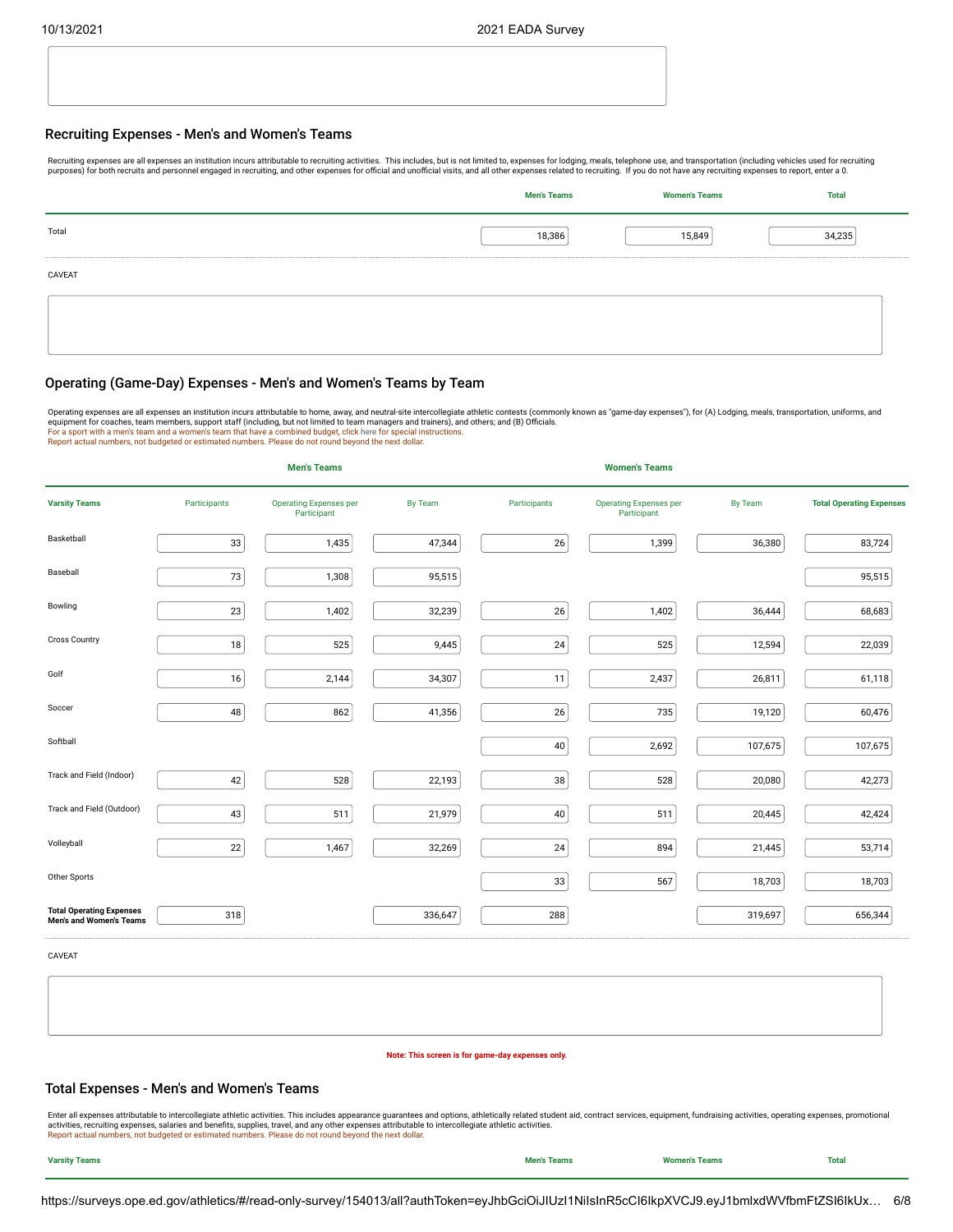## Recruiting Expenses - Men's and Women's Teams

Recruiting expenses are all expenses an institution incurs attributable to recruiting activities. This includes, but is not limited to, expenses for lodging, meals, telephone use, and transportation (including vehicles used for recruiting purposes) for both recruits and personnel engaged in recruiting, and other expenses for official and unofficial visits, and all other expenses related to recruiting. If you do not have any recruiting expenses to report, enter a 0.

| | Men's Teams | Women's Teams | Total |
|---|---|---|---|
| Total | 18,386 | 15,849 | 34,235 |

CAVEAT

## Operating (Game-Day) Expenses - Men's and Women's Teams by Team

Operating expenses are all expenses an institution incurs attributable to home, away, and neutral-site intercollegiate athletic contests (commonly known as "game-day expenses"), for (A) Lodging, meals, transportation, uniforms, and equipment for coaches, team members, support staff (including, but not limited to team managers and trainers), and others; and (B) Officials.
For a sport with a men's team and a women's team that have a combined budget, click here for special instructions.
Report actual numbers, not budgeted or estimated numbers. Please do not round beyond the next dollar.

| | Men's Teams | | | Women's Teams | | | |
|---|---|---|---|---|---|---|---|
| **Varsity Teams** | Participants | Operating Expenses per Participant | By Team | Participants | Operating Expenses per Participant | By Team | **Total Operating Expenses** |
| Basketball | 33 | 1,435 | 47,344 | 26 | 1,399 | 36,380 | 83,724 |
| Baseball | 73 | 1,308 | 95,515 | | | | 95,515 |
| Bowling | 23 | 1,402 | 32,239 | 26 | 1,402 | 36,444 | 68,683 |
| Cross Country | 18 | 525 | 9,445 | 24 | 525 | 12,594 | 22,039 |
| Golf | 16 | 2,144 | 34,307 | 11 | 2,437 | 26,811 | 61,118 |
| Soccer | 48 | 862 | 41,356 | 26 | 735 | 19,120 | 60,476 |
| Softball | | | | 40 | 2,692 | 107,675 | 107,675 |
| Track and Field (Indoor) | 42 | 528 | 22,193 | 38 | 528 | 20,080 | 42,273 |
| Track and Field (Outdoor) | 43 | 511 | 21,979 | 40 | 511 | 20,445 | 42,424 |
| Volleyball | 22 | 1,467 | 32,269 | 24 | 894 | 21,445 | 53,714 |
| Other Sports | | | | 33 | 567 | 18,703 | 18,703 |
| **Total Operating Expenses Men's and Women's Teams** | 318 | | 336,647 | 288 | | 319,697 | 656,344 |

CAVEAT

**Note: This screen is for game-day expenses only.**

## Total Expenses - Men's and Women's Teams

Enter all expenses attributable to intercollegiate athletic activities. This includes appearance guarantees and options, athletically related student aid, contract services, equipment, fundraising activities, operating expenses, promotional activities, recruiting expenses, salaries and benefits, supplies, travel, and any other expenses attributable to intercollegiate athletic activities.
Report actual numbers, not budgeted or estimated numbers. Please do not round beyond the next dollar.

| Varsity Teams | Men's Teams | Women's Teams | Total |
|---|---|---|---|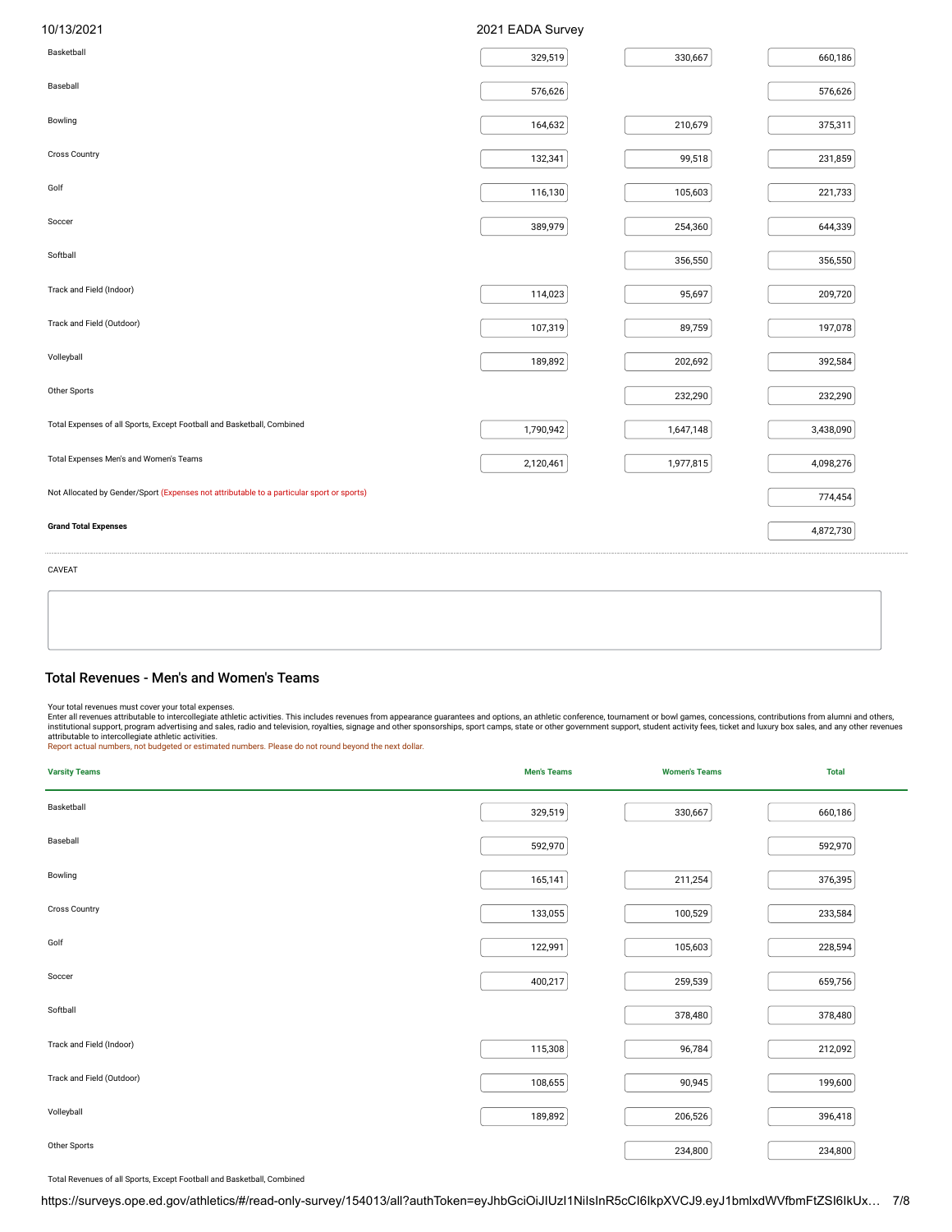| | Men's Teams | Women's Teams | Total |
|---|---|---|---|
| Basketball | 329,519 | 330,667 | 660,186 |
| Baseball | 576,626 | | 576,626 |
| Bowling | 164,632 | 210,679 | 375,311 |
| Cross Country | 132,341 | 99,518 | 231,859 |
| Golf | 116,130 | 105,603 | 221,733 |
| Soccer | 389,979 | 254,360 | 644,339 |
| Softball | | 356,550 | 356,550 |
| Track and Field (Indoor) | 114,023 | 95,697 | 209,720 |
| Track and Field (Outdoor) | 107,319 | 89,759 | 197,078 |
| Volleyball | 189,892 | 202,692 | 392,584 |
| Other Sports | | 232,290 | 232,290 |
| Total Expenses of all Sports, Except Football and Basketball, Combined | 1,790,942 | 1,647,148 | 3,438,090 |
| Total Expenses Men's and Women's Teams | 2,120,461 | 1,977,815 | 4,098,276 |
| Not Allocated by Gender/Sport (Expenses not attributable to a particular sport or sports) | | | 774,454 |
| **Grand Total Expenses** | | | 4,872,730 |

CAVEAT

## Total Revenues - Men's and Women's Teams

Your total revenues must cover your total expenses.
Enter all revenues attributable to intercollegiate athletic activities. This includes revenues from appearance guarantees and options, an athletic conference, tournament or bowl games, concessions, contributions from alumni and others, institutional support, program advertising and sales, radio and television, royalties, signage and other sponsorships, sport camps, state or other government support, student activity fees, ticket and luxury box sales, and any other revenues attributable to intercollegiate athletic activities.
Report actual numbers, not budgeted or estimated numbers. Please do not round beyond the next dollar.

| Varsity Teams | Men's Teams | Women's Teams | Total |
|---|---|---|---|
| Basketball | 329,519 | 330,667 | 660,186 |
| Baseball | 592,970 | | 592,970 |
| Bowling | 165,141 | 211,254 | 376,395 |
| Cross Country | 133,055 | 100,529 | 233,584 |
| Golf | 122,991 | 105,603 | 228,594 |
| Soccer | 400,217 | 259,539 | 659,756 |
| Softball | | 378,480 | 378,480 |
| Track and Field (Indoor) | 115,308 | 96,784 | 212,092 |
| Track and Field (Outdoor) | 108,655 | 90,945 | 199,600 |
| Volleyball | 189,892 | 206,526 | 396,418 |
| Other Sports | | 234,800 | 234,800 |
| Total Revenues of all Sports, Except Football and Basketball, Combined | | | |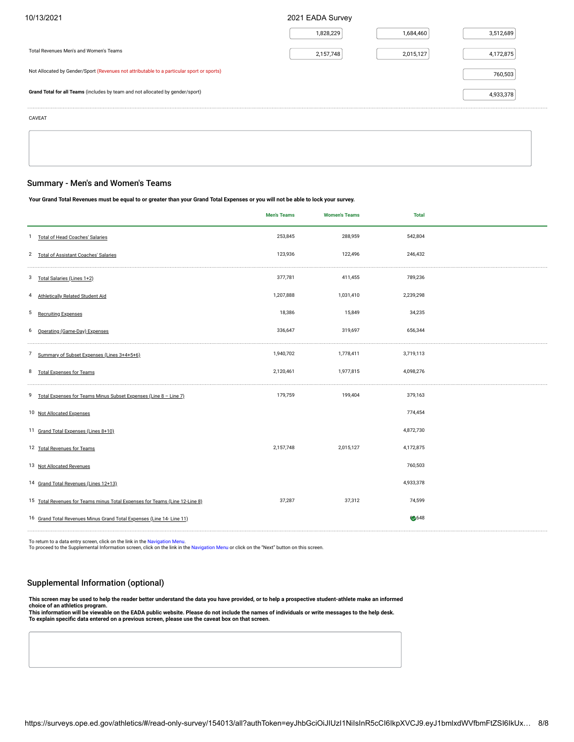| | | | |
|---|---|---|---|
| | 1,828,229 | 1,684,460 | 3,512,689 |
| Total Revenues Men's and Women's Teams | 2,157,748 | 2,015,127 | 4,172,875 |
| Not Allocated by Gender/Sport (Revenues not attributable to a particular sport or sports) | | | 760,503 |
| **Grand Total for all Teams** (includes by team and not allocated by gender/sport) | | | 4,933,378 |

CAVEAT

## Summary - Men's and Women's Teams

**Your Grand Total Revenues must be equal to or greater than your Grand Total Expenses or you will not be able to lock your survey.**

| | | Men's Teams | Women's Teams | Total |
|---|---|---|---|---|
| 1 | Total of Head Coaches' Salaries | 253,845 | 288,959 | 542,804 |
| 2 | Total of Assistant Coaches' Salaries | 123,936 | 122,496 | 246,432 |
| 3 | Total Salaries (Lines 1+2) | 377,781 | 411,455 | 789,236 |
| 4 | Athletically Related Student Aid | 1,207,888 | 1,031,410 | 2,239,298 |
| 5 | Recruiting Expenses | 18,386 | 15,849 | 34,235 |
| 6 | Operating (Game-Day) Expenses | 336,647 | 319,697 | 656,344 |
| 7 | Summary of Subset Expenses (Lines 3+4+5+6) | 1,940,702 | 1,778,411 | 3,719,113 |
| 8 | Total Expenses for Teams | 2,120,461 | 1,977,815 | 4,098,276 |
| 9 | Total Expenses for Teams Minus Subset Expenses (Line 8 – Line 7) | 179,759 | 199,404 | 379,163 |
| 10 | Not Allocated Expenses | | | 774,454 |
| 11 | Grand Total Expenses (Lines 8+10) | | | 4,872,730 |
| 12 | Total Revenues for Teams | 2,157,748 | 2,015,127 | 4,172,875 |
| 13 | Not Allocated Revenues | | | 760,503 |
| 14 | Grand Total Revenues (Lines 12+13) | | | 4,933,378 |
| 15 | Total Revenues for Teams minus Total Expenses for Teams (Line 12-Line 8) | 37,287 | 37,312 | 74,599 |
| 16 | Grand Total Revenues Minus Grand Total Expenses (Line 14- Line 11) | | | 60,648 |

To return to a data entry screen, click on the link in the Navigation Menu.
To proceed to the Supplemental Information screen, click on the link in the Navigation Menu or click on the "Next" button on this screen.

## Supplemental Information (optional)

**This screen may be used to help the reader better understand the data you have provided, or to help a prospective student-athlete make an informed choice of an athletics program.**
**This information will be viewable on the EADA public website. Please do not include the names of individuals or write messages to the help desk.**
**To explain specific data entered on a previous screen, please use the caveat box on that screen.**